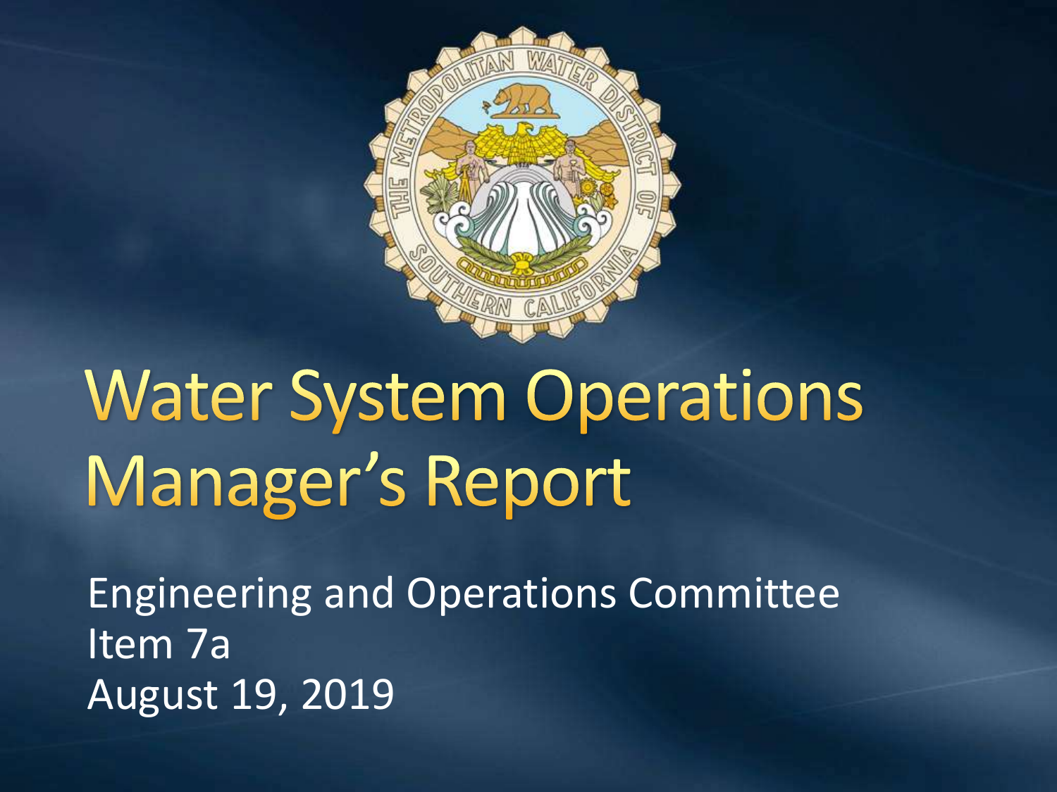# Water System Operations Manager's Report

Engineering and Operations Committee
Item 7a
August 19, 2019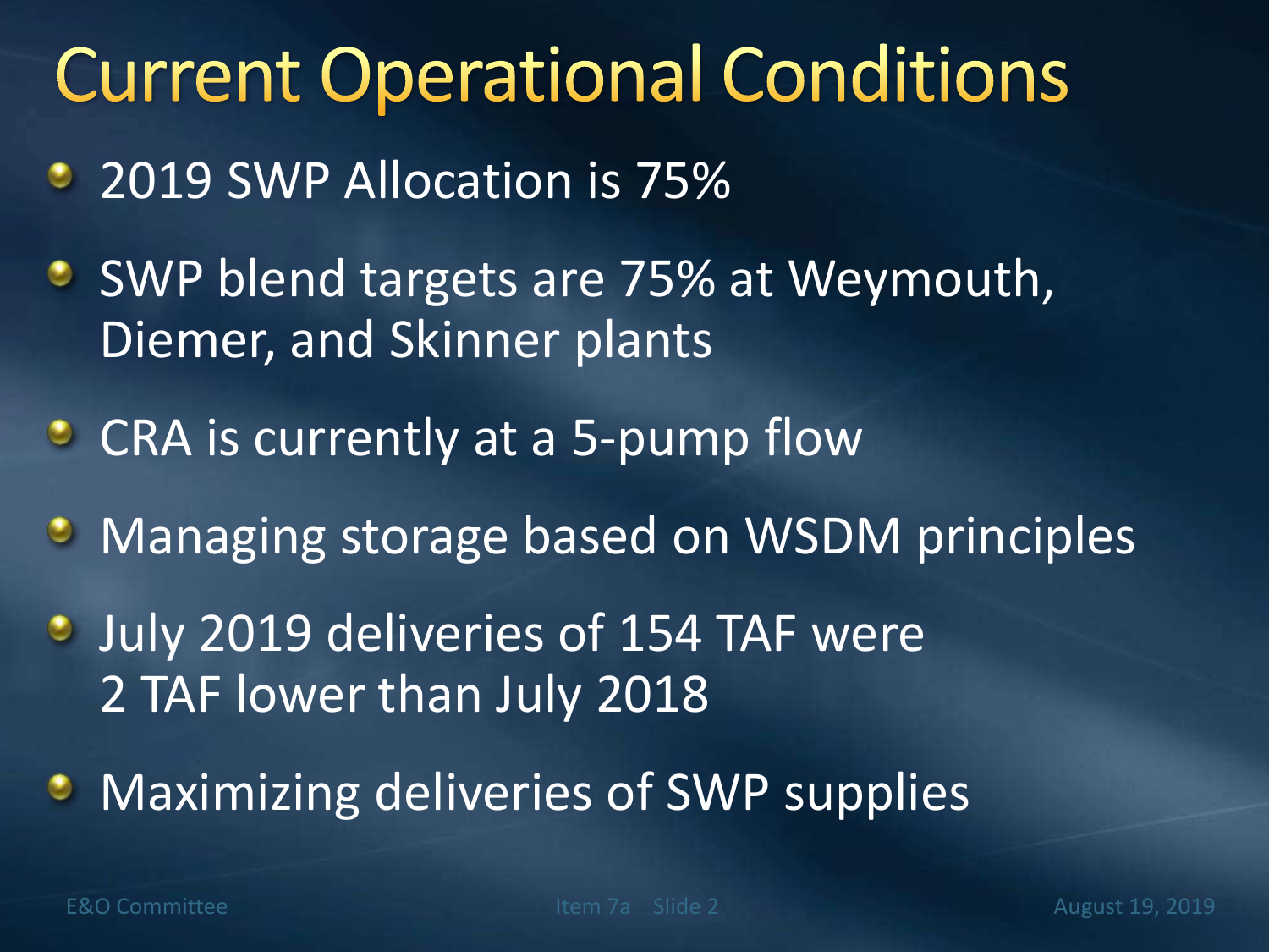# Current Operational Conditions

- 2019 SWP Allocation is 75%
- SWP blend targets are 75% at Weymouth, Diemer, and Skinner plants
- CRA is currently at a 5-pump flow
- Managing storage based on WSDM principles
- July 2019 deliveries of 154 TAF were 2 TAF lower than July 2018
- Maximizing deliveries of SWP supplies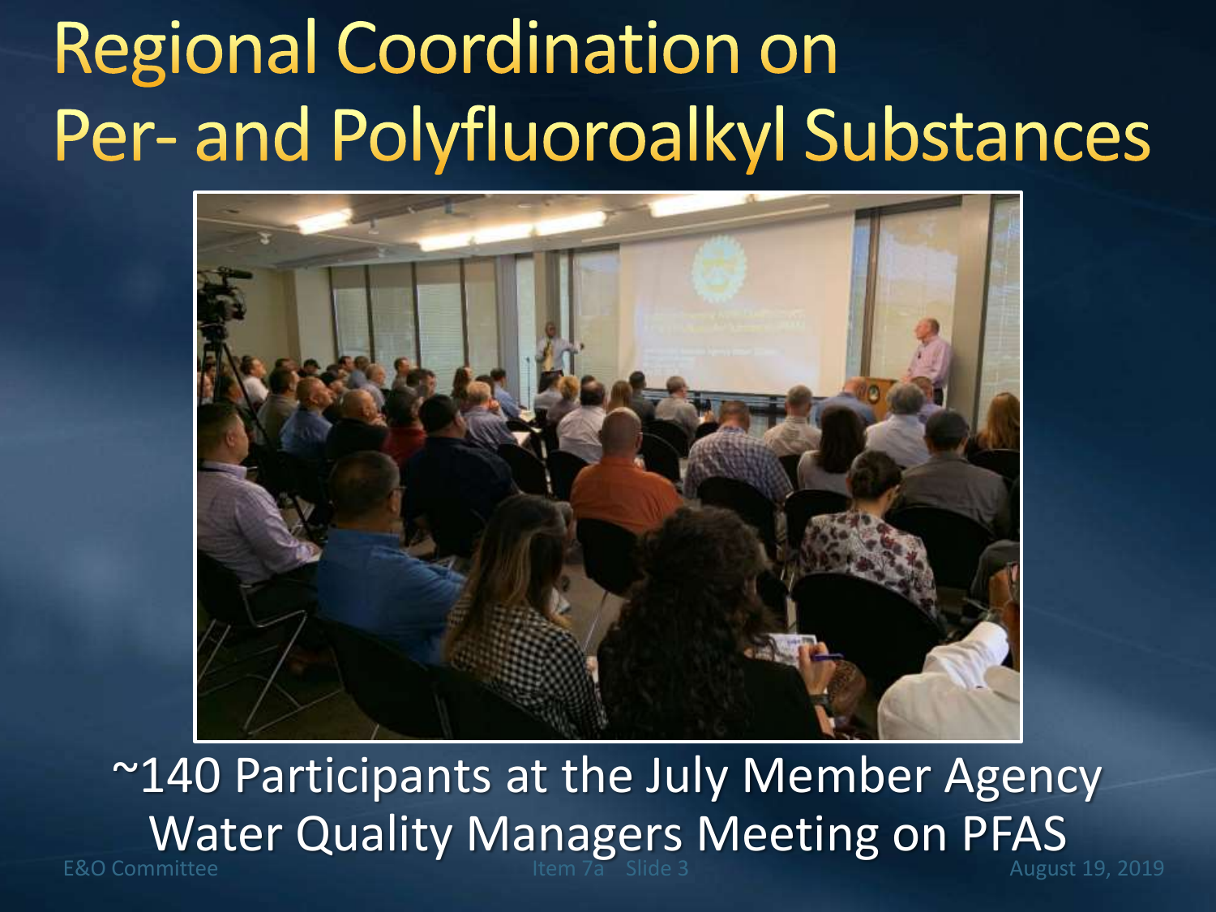# Regional Coordination on Per- and Polyfluoroalkyl Substances

~140 Participants at the July Member Agency Water Quality Managers Meeting on PFAS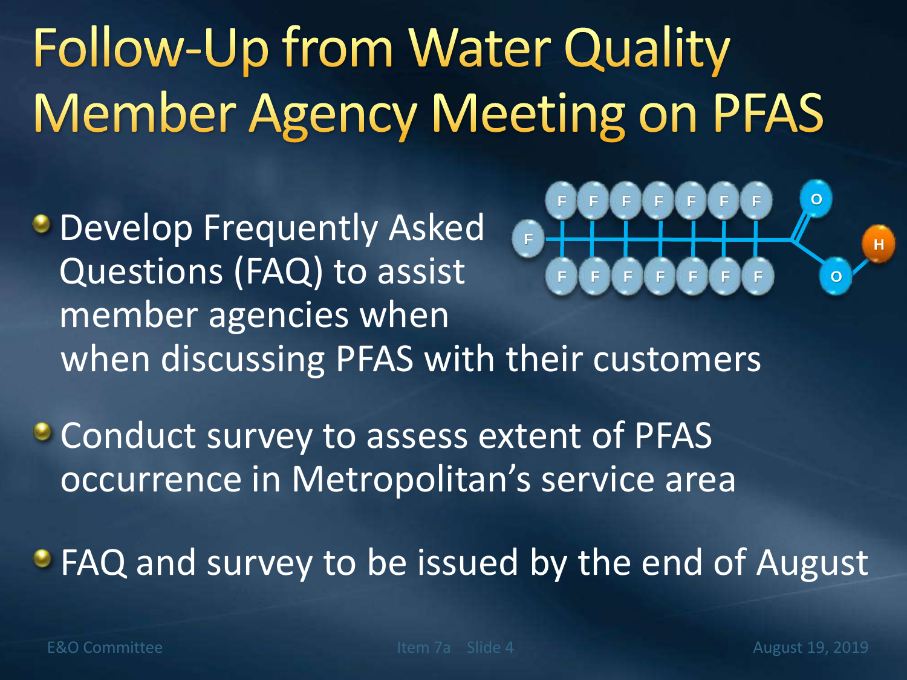# Follow-Up from Water Quality Member Agency Meeting on PFAS

- Develop Frequently Asked Questions (FAQ) to assist member agencies when when discussing PFAS with their customers
- Conduct survey to assess extent of PFAS occurrence in Metropolitan's service area
- FAQ and survey to be issued by the end of August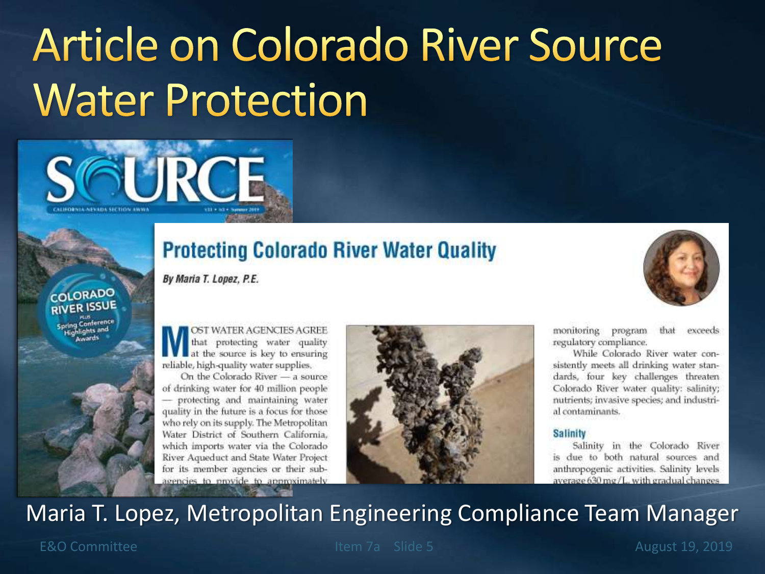# Article on Colorado River Source Water Protection

SOURCE

CALIFORNIA-NEVADA SECTION AWWA

COLORADO RIVER ISSUE

PLUS Spring Conference Highlights and Awards

## Protecting Colorado River Water Quality

*By Maria T. Lopez, P.E.*

MOST WATER AGENCIES AGREE that protecting water quality at the source is key to ensuring reliable, high-quality water supplies.

On the Colorado River — a source of drinking water for 40 million people — protecting and maintaining water quality in the future is a focus for those who rely on its supply. The Metropolitan Water District of Southern California, which imports water via the Colorado River Aqueduct and State Water Project for its member agencies or their sub-agencies to provide to approximately

monitoring program that exceeds regulatory compliance.

While Colorado River water consistently meets all drinking water standards, four key challenges threaten Colorado River water quality: salinity; nutrients; invasive species; and industrial contaminants.

### Salinity

Salinity in the Colorado River is due to both natural sources and anthropogenic activities. Salinity levels average 630 mg/L, with gradual changes

Maria T. Lopez, Metropolitan Engineering Compliance Team Manager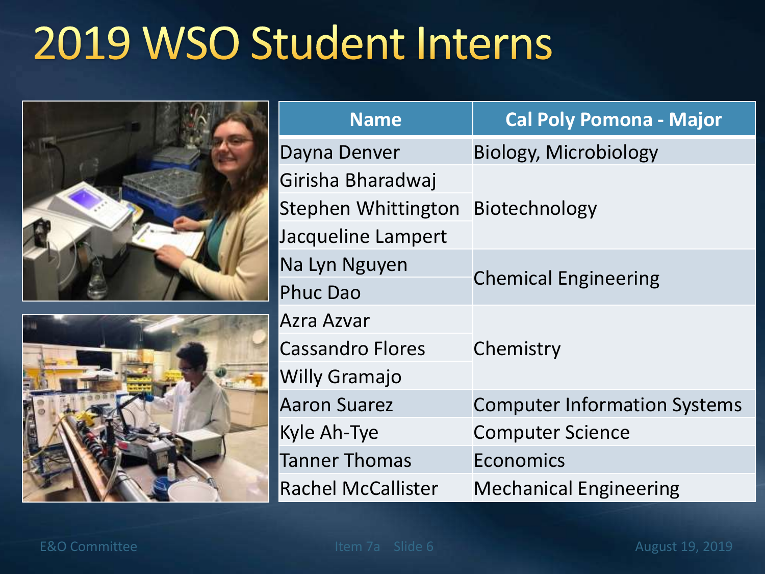# 2019 WSO Student Interns

| Name | Cal Poly Pomona - Major |
| --- | --- |
| Dayna Denver | Biology, Microbiology |
| Girisha Bharadwaj | Biotechnology |
| Stephen Whittington | Biotechnology |
| Jacqueline Lampert | Biotechnology |
| Na Lyn Nguyen | Chemical Engineering |
| Phuc Dao | Chemical Engineering |
| Azra Azvar | Chemistry |
| Cassandro Flores | Chemistry |
| Willy Gramajo | Chemistry |
| Aaron Suarez | Computer Information Systems |
| Kyle Ah-Tye | Computer Science |
| Tanner Thomas | Economics |
| Rachel McCallister | Mechanical Engineering |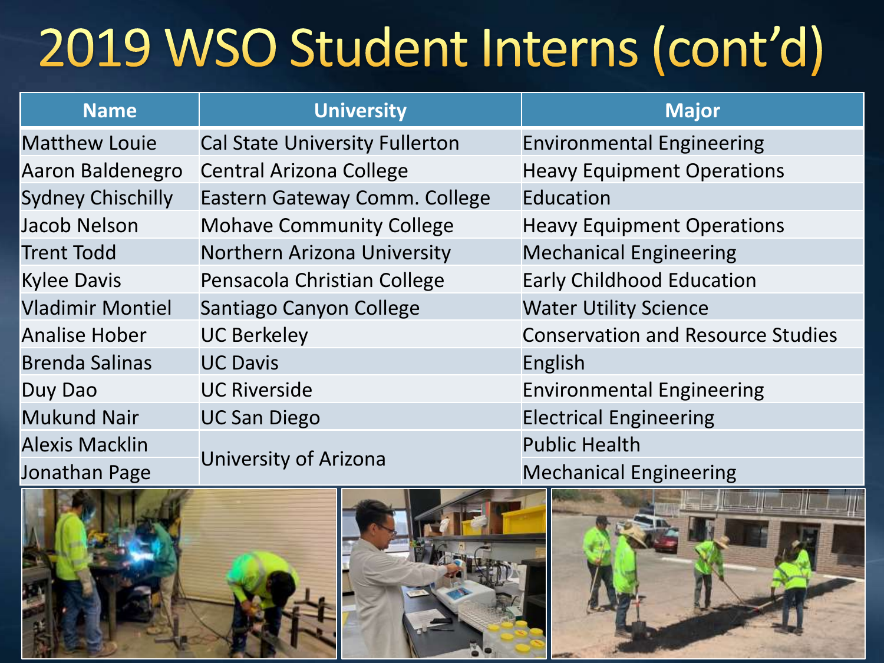# 2019 WSO Student Interns (cont'd)

| Name | University | Major |
| --- | --- | --- |
| Matthew Louie | Cal State University Fullerton | Environmental Engineering |
| Aaron Baldenegro | Central Arizona College | Heavy Equipment Operations |
| Sydney Chischilly | Eastern Gateway Comm. College | Education |
| Jacob Nelson | Mohave Community College | Heavy Equipment Operations |
| Trent Todd | Northern Arizona University | Mechanical Engineering |
| Kylee Davis | Pensacola Christian College | Early Childhood Education |
| Vladimir Montiel | Santiago Canyon College | Water Utility Science |
| Analise Hober | UC Berkeley | Conservation and Resource Studies |
| Brenda Salinas | UC Davis | English |
| Duy Dao | UC Riverside | Environmental Engineering |
| Mukund Nair | UC San Diego | Electrical Engineering |
| Alexis Macklin | University of Arizona | Public Health |
| Jonathan Page | University of Arizona | Mechanical Engineering |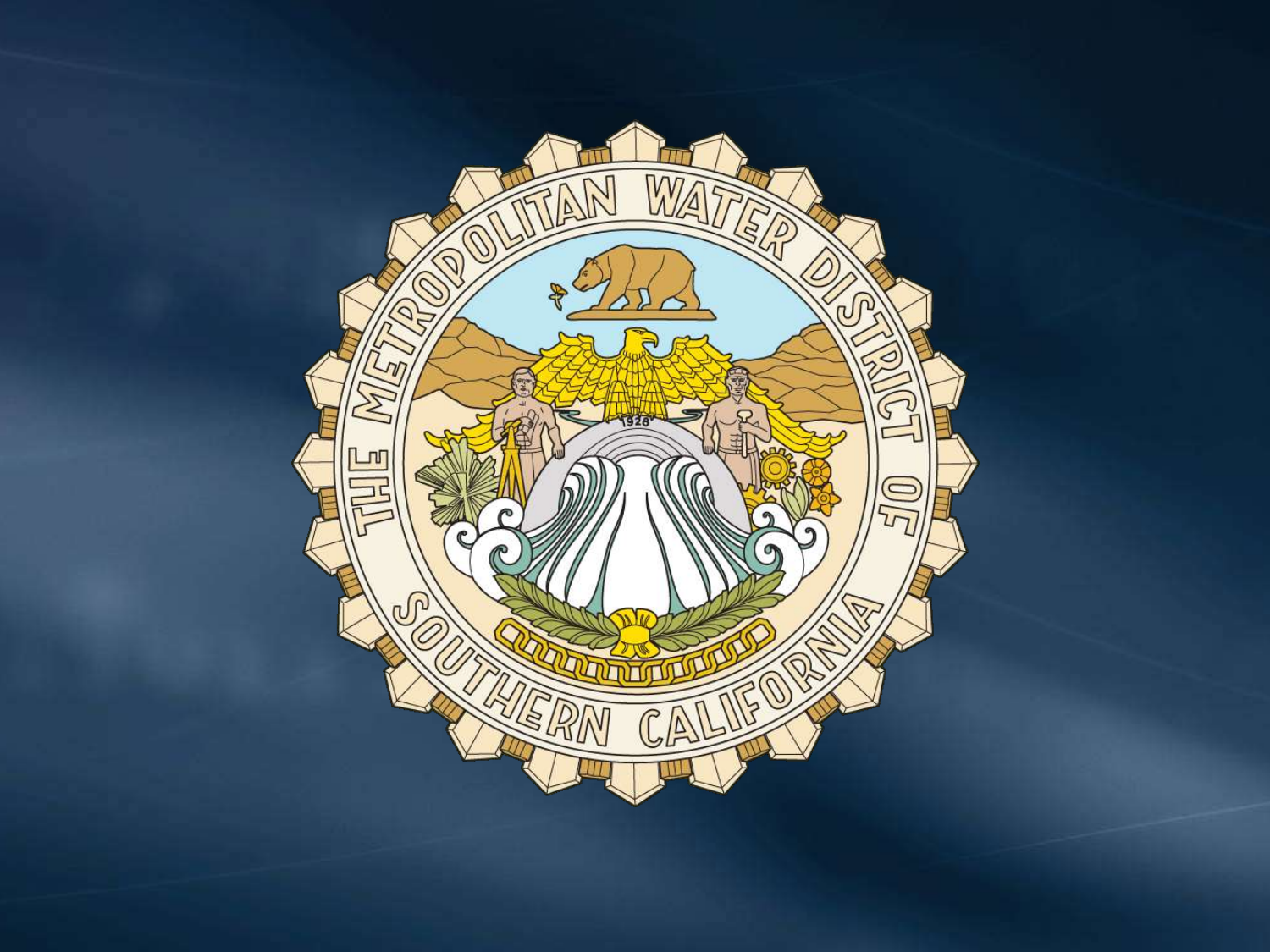THE METROPOLITAN WATER DISTRICT OF SOUTHERN CALIFORNIA

1928